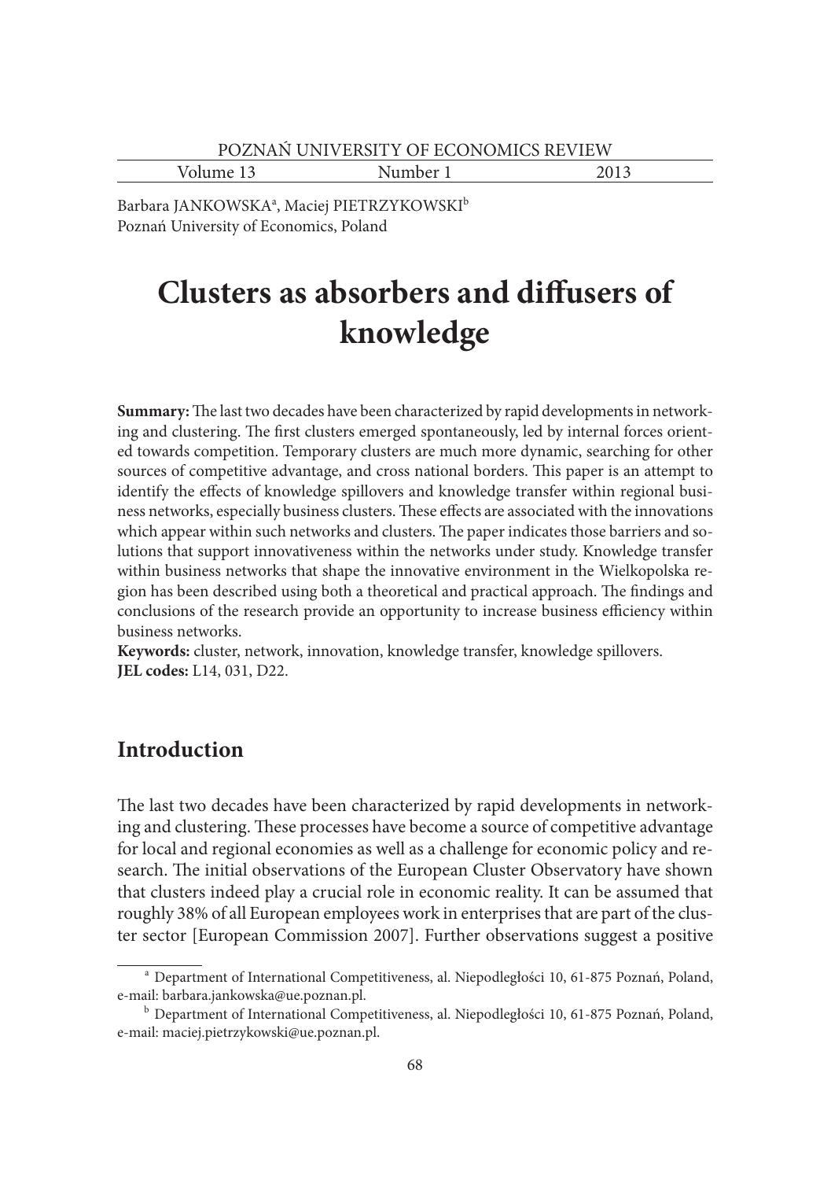Barbara JANKOWSKA[a], Maciej PIETRZYKOWSKI[b]
Poznań University of Economics, Poland

# Clusters as absorbers and diffusers of knowledge

**Summary:** The last two decades have been characterized by rapid developments in networking and clustering. The first clusters emerged spontaneously, led by internal forces oriented towards competition. Temporary clusters are much more dynamic, searching for other sources of competitive advantage, and cross national borders. This paper is an attempt to identify the effects of knowledge spillovers and knowledge transfer within regional business networks, especially business clusters. These effects are associated with the innovations which appear within such networks and clusters. The paper indicates those barriers and solutions that support innovativeness within the networks under study. Knowledge transfer within business networks that shape the innovative environment in the Wielkopolska region has been described using both a theoretical and practical approach. The findings and conclusions of the research provide an opportunity to increase business efficiency within business networks.

**Keywords:** cluster, network, innovation, knowledge transfer, knowledge spillovers.
**JEL codes:** L14, 031, D22.

## Introduction

The last two decades have been characterized by rapid developments in networking and clustering. These processes have become a source of competitive advantage for local and regional economies as well as a challenge for economic policy and research. The initial observations of the European Cluster Observatory have shown that clusters indeed play a crucial role in economic reality. It can be assumed that roughly 38% of all European employees work in enterprises that are part of the cluster sector [European Commission 2007]. Further observations suggest a positive

---

[a] Department of International Competitiveness, al. Niepodległości 10, 61-875 Poznań, Poland, e-mail: barbara.jankowska@ue.poznan.pl.

[b] Department of International Competitiveness, al. Niepodległości 10, 61-875 Poznań, Poland, e-mail: maciej.pietrzykowski@ue.poznan.pl.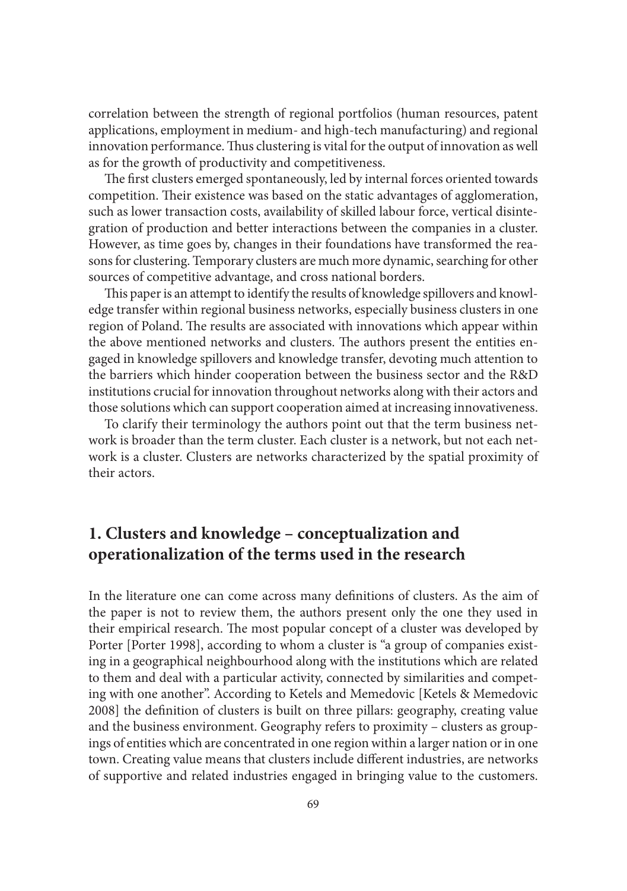correlation between the strength of regional portfolios (human resources, patent applications, employment in medium- and high-tech manufacturing) and regional innovation performance. Thus clustering is vital for the output of innovation as well as for the growth of productivity and competitiveness.

The first clusters emerged spontaneously, led by internal forces oriented towards competition. Their existence was based on the static advantages of agglomeration, such as lower transaction costs, availability of skilled labour force, vertical disintegration of production and better interactions between the companies in a cluster. However, as time goes by, changes in their foundations have transformed the reasons for clustering. Temporary clusters are much more dynamic, searching for other sources of competitive advantage, and cross national borders.

This paper is an attempt to identify the results of knowledge spillovers and knowledge transfer within regional business networks, especially business clusters in one region of Poland. The results are associated with innovations which appear within the above mentioned networks and clusters. The authors present the entities engaged in knowledge spillovers and knowledge transfer, devoting much attention to the barriers which hinder cooperation between the business sector and the R&D institutions crucial for innovation throughout networks along with their actors and those solutions which can support cooperation aimed at increasing innovativeness.

To clarify their terminology the authors point out that the term business network is broader than the term cluster. Each cluster is a network, but not each network is a cluster. Clusters are networks characterized by the spatial proximity of their actors.

## 1. Clusters and knowledge – conceptualization and operationalization of the terms used in the research

In the literature one can come across many definitions of clusters. As the aim of the paper is not to review them, the authors present only the one they used in their empirical research. The most popular concept of a cluster was developed by Porter [Porter 1998], according to whom a cluster is "a group of companies existing in a geographical neighbourhood along with the institutions which are related to them and deal with a particular activity, connected by similarities and competing with one another". According to Ketels and Memedovic [Ketels & Memedovic 2008] the definition of clusters is built on three pillars: geography, creating value and the business environment. Geography refers to proximity – clusters as groupings of entities which are concentrated in one region within a larger nation or in one town. Creating value means that clusters include different industries, are networks of supportive and related industries engaged in bringing value to the customers.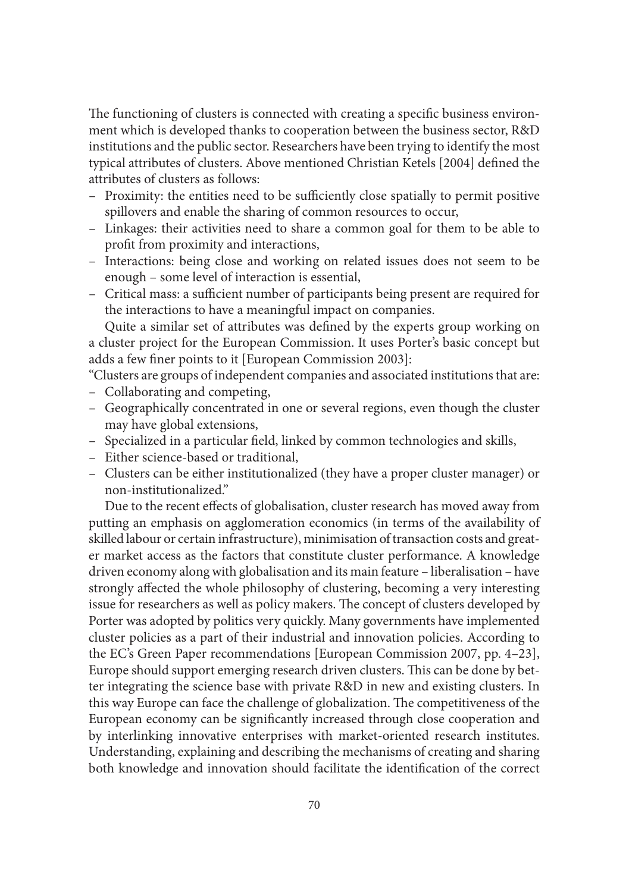The functioning of clusters is connected with creating a specific business environment which is developed thanks to cooperation between the business sector, R&D institutions and the public sector. Researchers have been trying to identify the most typical attributes of clusters. Above mentioned Christian Ketels [2004] defined the attributes of clusters as follows:

- Proximity: the entities need to be sufficiently close spatially to permit positive spillovers and enable the sharing of common resources to occur,
- Linkages: their activities need to share a common goal for them to be able to profit from proximity and interactions,
- Interactions: being close and working on related issues does not seem to be enough – some level of interaction is essential,
- Critical mass: a sufficient number of participants being present are required for the interactions to have a meaningful impact on companies.

Quite a similar set of attributes was defined by the experts group working on a cluster project for the European Commission. It uses Porter's basic concept but adds a few finer points to it [European Commission 2003]:

"Clusters are groups of independent companies and associated institutions that are:

- Collaborating and competing,
- Geographically concentrated in one or several regions, even though the cluster may have global extensions,
- Specialized in a particular field, linked by common technologies and skills,
- Either science-based or traditional,
- Clusters can be either institutionalized (they have a proper cluster manager) or non-institutionalized."

Due to the recent effects of globalisation, cluster research has moved away from putting an emphasis on agglomeration economics (in terms of the availability of skilled labour or certain infrastructure), minimisation of transaction costs and greater market access as the factors that constitute cluster performance. A knowledge driven economy along with globalisation and its main feature – liberalisation – have strongly affected the whole philosophy of clustering, becoming a very interesting issue for researchers as well as policy makers. The concept of clusters developed by Porter was adopted by politics very quickly. Many governments have implemented cluster policies as a part of their industrial and innovation policies. According to the EC's Green Paper recommendations [European Commission 2007, pp. 4–23], Europe should support emerging research driven clusters. This can be done by better integrating the science base with private R&D in new and existing clusters. In this way Europe can face the challenge of globalization. The competitiveness of the European economy can be significantly increased through close cooperation and by interlinking innovative enterprises with market-oriented research institutes. Understanding, explaining and describing the mechanisms of creating and sharing both knowledge and innovation should facilitate the identification of the correct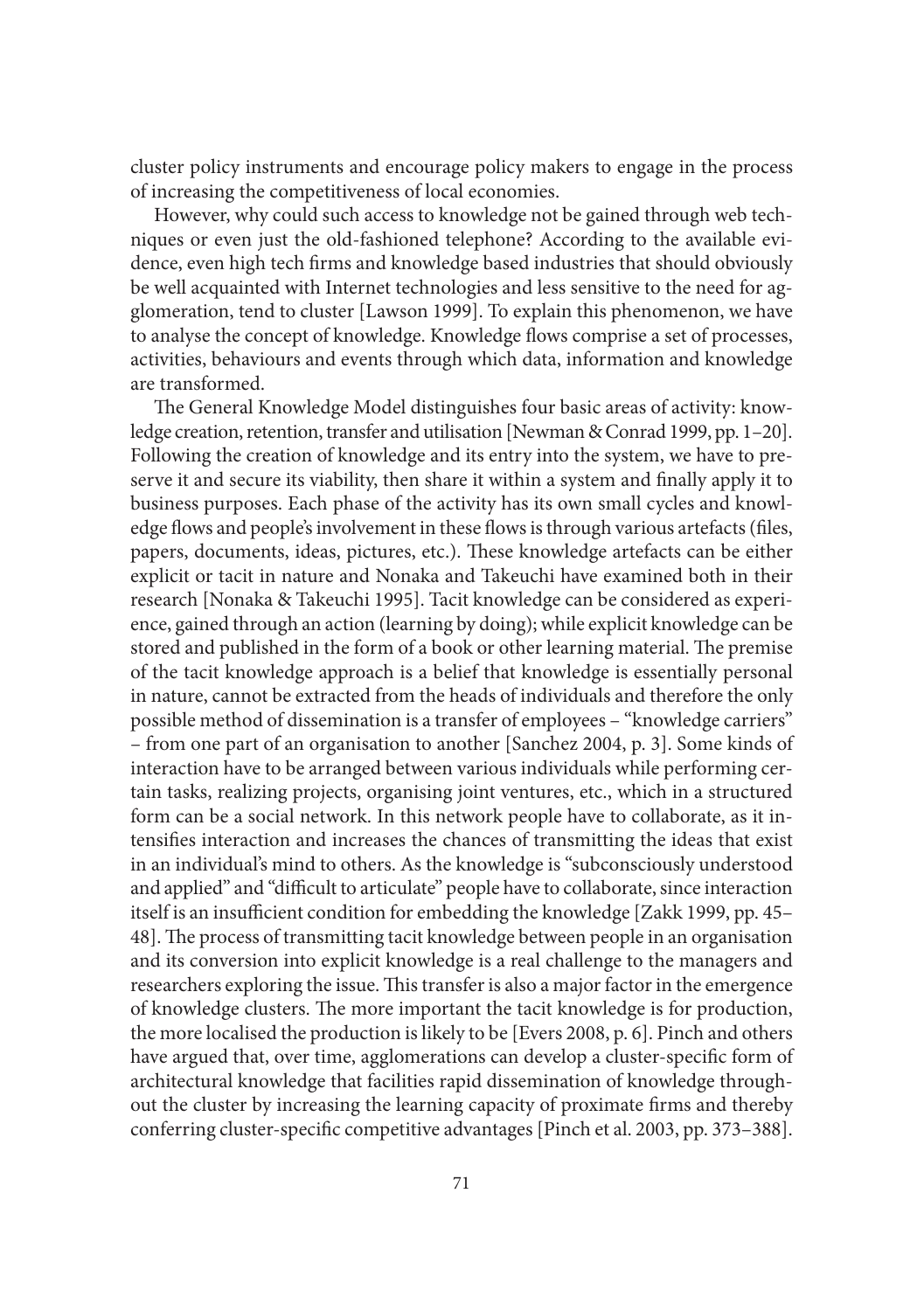cluster policy instruments and encourage policy makers to engage in the process of increasing the competitiveness of local economies.

However, why could such access to knowledge not be gained through web techniques or even just the old-fashioned telephone? According to the available evidence, even high tech firms and knowledge based industries that should obviously be well acquainted with Internet technologies and less sensitive to the need for agglomeration, tend to cluster [Lawson 1999]. To explain this phenomenon, we have to analyse the concept of knowledge. Knowledge flows comprise a set of processes, activities, behaviours and events through which data, information and knowledge are transformed.

The General Knowledge Model distinguishes four basic areas of activity: knowledge creation, retention, transfer and utilisation [Newman & Conrad 1999, pp. 1–20]. Following the creation of knowledge and its entry into the system, we have to preserve it and secure its viability, then share it within a system and finally apply it to business purposes. Each phase of the activity has its own small cycles and knowledge flows and people's involvement in these flows is through various artefacts (files, papers, documents, ideas, pictures, etc.). These knowledge artefacts can be either explicit or tacit in nature and Nonaka and Takeuchi have examined both in their research [Nonaka & Takeuchi 1995]. Tacit knowledge can be considered as experience, gained through an action (learning by doing); while explicit knowledge can be stored and published in the form of a book or other learning material. The premise of the tacit knowledge approach is a belief that knowledge is essentially personal in nature, cannot be extracted from the heads of individuals and therefore the only possible method of dissemination is a transfer of employees – "knowledge carriers" – from one part of an organisation to another [Sanchez 2004, p. 3]. Some kinds of interaction have to be arranged between various individuals while performing certain tasks, realizing projects, organising joint ventures, etc., which in a structured form can be a social network. In this network people have to collaborate, as it intensifies interaction and increases the chances of transmitting the ideas that exist in an individual's mind to others. As the knowledge is "subconsciously understood and applied" and "difficult to articulate" people have to collaborate, since interaction itself is an insufficient condition for embedding the knowledge [Zakk 1999, pp. 45–48]. The process of transmitting tacit knowledge between people in an organisation and its conversion into explicit knowledge is a real challenge to the managers and researchers exploring the issue. This transfer is also a major factor in the emergence of knowledge clusters. The more important the tacit knowledge is for production, the more localised the production is likely to be [Evers 2008, p. 6]. Pinch and others have argued that, over time, agglomerations can develop a cluster-specific form of architectural knowledge that facilities rapid dissemination of knowledge throughout the cluster by increasing the learning capacity of proximate firms and thereby conferring cluster-specific competitive advantages [Pinch et al. 2003, pp. 373–388].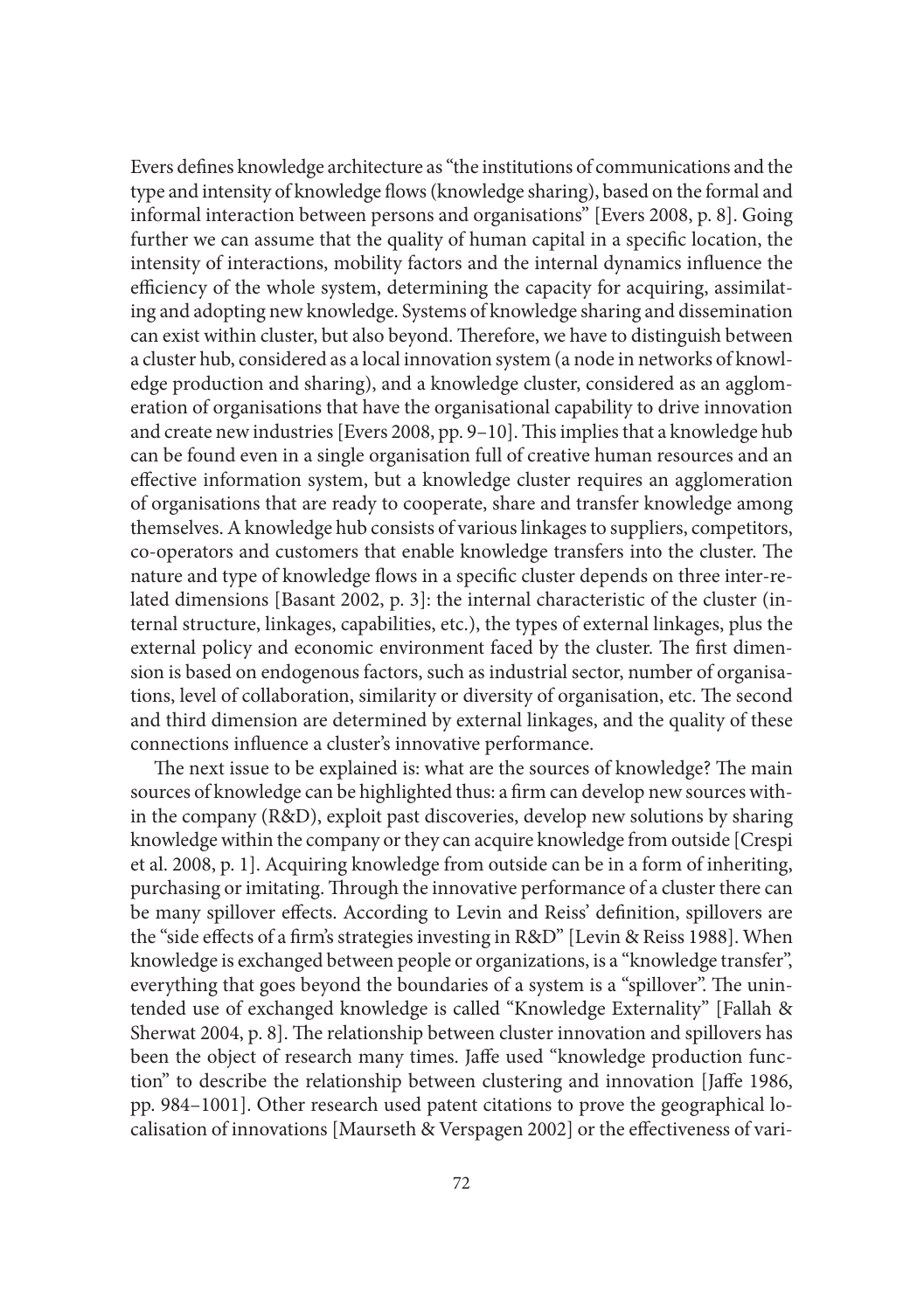Evers defines knowledge architecture as "the institutions of communications and the type and intensity of knowledge flows (knowledge sharing), based on the formal and informal interaction between persons and organisations" [Evers 2008, p. 8]. Going further we can assume that the quality of human capital in a specific location, the intensity of interactions, mobility factors and the internal dynamics influence the efficiency of the whole system, determining the capacity for acquiring, assimilating and adopting new knowledge. Systems of knowledge sharing and dissemination can exist within cluster, but also beyond. Therefore, we have to distinguish between a cluster hub, considered as a local innovation system (a node in networks of knowledge production and sharing), and a knowledge cluster, considered as an agglomeration of organisations that have the organisational capability to drive innovation and create new industries [Evers 2008, pp. 9–10]. This implies that a knowledge hub can be found even in a single organisation full of creative human resources and an effective information system, but a knowledge cluster requires an agglomeration of organisations that are ready to cooperate, share and transfer knowledge among themselves. A knowledge hub consists of various linkages to suppliers, competitors, co-operators and customers that enable knowledge transfers into the cluster. The nature and type of knowledge flows in a specific cluster depends on three inter-related dimensions [Basant 2002, p. 3]: the internal characteristic of the cluster (internal structure, linkages, capabilities, etc.), the types of external linkages, plus the external policy and economic environment faced by the cluster. The first dimension is based on endogenous factors, such as industrial sector, number of organisations, level of collaboration, similarity or diversity of organisation, etc. The second and third dimension are determined by external linkages, and the quality of these connections influence a cluster's innovative performance.

The next issue to be explained is: what are the sources of knowledge? The main sources of knowledge can be highlighted thus: a firm can develop new sources within the company (R&D), exploit past discoveries, develop new solutions by sharing knowledge within the company or they can acquire knowledge from outside [Crespi et al. 2008, p. 1]. Acquiring knowledge from outside can be in a form of inheriting, purchasing or imitating. Through the innovative performance of a cluster there can be many spillover effects. According to Levin and Reiss' definition, spillovers are the "side effects of a firm's strategies investing in R&D" [Levin & Reiss 1988]. When knowledge is exchanged between people or organizations, is a "knowledge transfer", everything that goes beyond the boundaries of a system is a "spillover". The unintended use of exchanged knowledge is called "Knowledge Externality" [Fallah & Sherwat 2004, p. 8]. The relationship between cluster innovation and spillovers has been the object of research many times. Jaffe used "knowledge production function" to describe the relationship between clustering and innovation [Jaffe 1986, pp. 984–1001]. Other research used patent citations to prove the geographical localisation of innovations [Maurseth & Verspagen 2002] or the effectiveness of vari-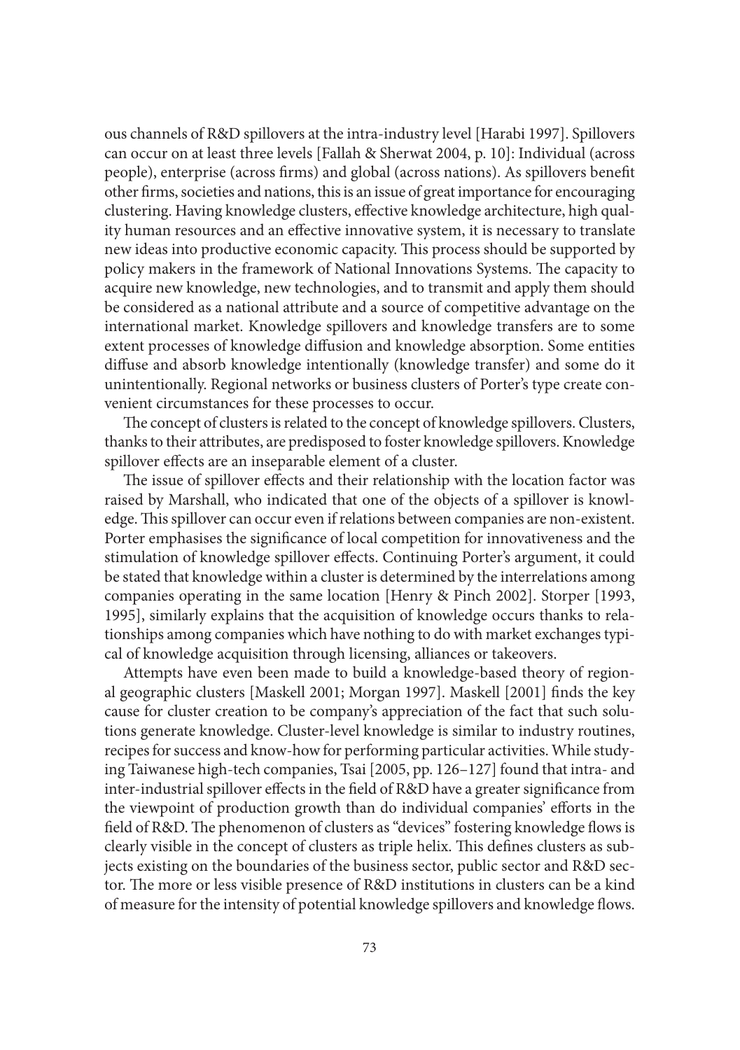ous channels of R&D spillovers at the intra-industry level [Harabi 1997]. Spillovers can occur on at least three levels [Fallah & Sherwat 2004, p. 10]: Individual (across people), enterprise (across firms) and global (across nations). As spillovers benefit other firms, societies and nations, this is an issue of great importance for encouraging clustering. Having knowledge clusters, effective knowledge architecture, high quality human resources and an effective innovative system, it is necessary to translate new ideas into productive economic capacity. This process should be supported by policy makers in the framework of National Innovations Systems. The capacity to acquire new knowledge, new technologies, and to transmit and apply them should be considered as a national attribute and a source of competitive advantage on the international market. Knowledge spillovers and knowledge transfers are to some extent processes of knowledge diffusion and knowledge absorption. Some entities diffuse and absorb knowledge intentionally (knowledge transfer) and some do it unintentionally. Regional networks or business clusters of Porter's type create convenient circumstances for these processes to occur.

The concept of clusters is related to the concept of knowledge spillovers. Clusters, thanks to their attributes, are predisposed to foster knowledge spillovers. Knowledge spillover effects are an inseparable element of a cluster.

The issue of spillover effects and their relationship with the location factor was raised by Marshall, who indicated that one of the objects of a spillover is knowledge. This spillover can occur even if relations between companies are non-existent. Porter emphasises the significance of local competition for innovativeness and the stimulation of knowledge spillover effects. Continuing Porter's argument, it could be stated that knowledge within a cluster is determined by the interrelations among companies operating in the same location [Henry & Pinch 2002]. Storper [1993, 1995], similarly explains that the acquisition of knowledge occurs thanks to relationships among companies which have nothing to do with market exchanges typical of knowledge acquisition through licensing, alliances or takeovers.

Attempts have even been made to build a knowledge-based theory of regional geographic clusters [Maskell 2001; Morgan 1997]. Maskell [2001] finds the key cause for cluster creation to be company's appreciation of the fact that such solutions generate knowledge. Cluster-level knowledge is similar to industry routines, recipes for success and know-how for performing particular activities. While studying Taiwanese high-tech companies, Tsai [2005, pp. 126–127] found that intra- and inter-industrial spillover effects in the field of R&D have a greater significance from the viewpoint of production growth than do individual companies' efforts in the field of R&D. The phenomenon of clusters as "devices" fostering knowledge flows is clearly visible in the concept of clusters as triple helix. This defines clusters as subjects existing on the boundaries of the business sector, public sector and R&D sector. The more or less visible presence of R&D institutions in clusters can be a kind of measure for the intensity of potential knowledge spillovers and knowledge flows.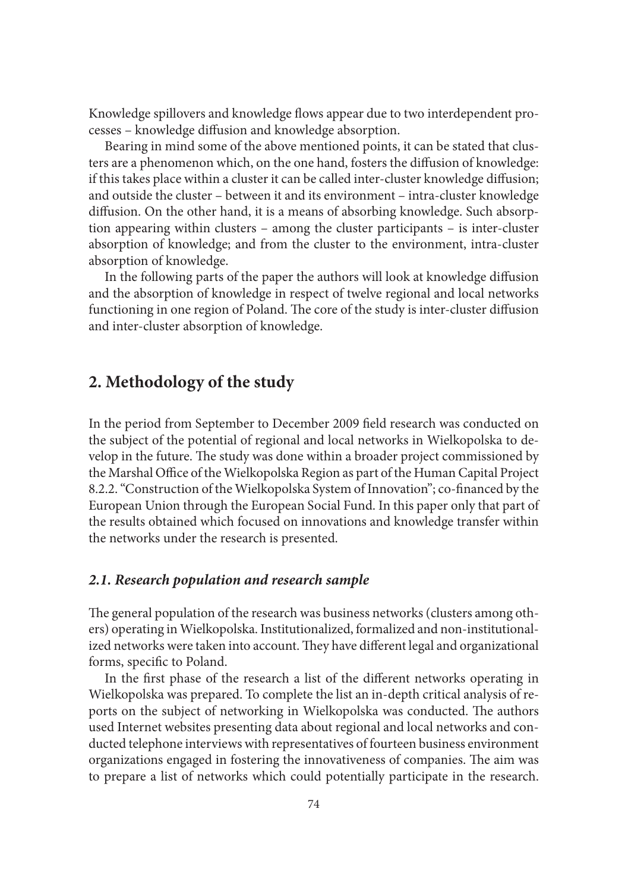Knowledge spillovers and knowledge flows appear due to two interdependent processes – knowledge diffusion and knowledge absorption.

Bearing in mind some of the above mentioned points, it can be stated that clusters are a phenomenon which, on the one hand, fosters the diffusion of knowledge: if this takes place within a cluster it can be called inter-cluster knowledge diffusion; and outside the cluster – between it and its environment – intra-cluster knowledge diffusion. On the other hand, it is a means of absorbing knowledge. Such absorption appearing within clusters – among the cluster participants – is inter-cluster absorption of knowledge; and from the cluster to the environment, intra-cluster absorption of knowledge.

In the following parts of the paper the authors will look at knowledge diffusion and the absorption of knowledge in respect of twelve regional and local networks functioning in one region of Poland. The core of the study is inter-cluster diffusion and inter-cluster absorption of knowledge.

## 2. Methodology of the study

In the period from September to December 2009 field research was conducted on the subject of the potential of regional and local networks in Wielkopolska to develop in the future. The study was done within a broader project commissioned by the Marshal Office of the Wielkopolska Region as part of the Human Capital Project 8.2.2. "Construction of the Wielkopolska System of Innovation"; co-financed by the European Union through the European Social Fund. In this paper only that part of the results obtained which focused on innovations and knowledge transfer within the networks under the research is presented.

### *2.1. Research population and research sample*

The general population of the research was business networks (clusters among others) operating in Wielkopolska. Institutionalized, formalized and non-institutionalized networks were taken into account. They have different legal and organizational forms, specific to Poland.

In the first phase of the research a list of the different networks operating in Wielkopolska was prepared. To complete the list an in-depth critical analysis of reports on the subject of networking in Wielkopolska was conducted. The authors used Internet websites presenting data about regional and local networks and conducted telephone interviews with representatives of fourteen business environment organizations engaged in fostering the innovativeness of companies. The aim was to prepare a list of networks which could potentially participate in the research.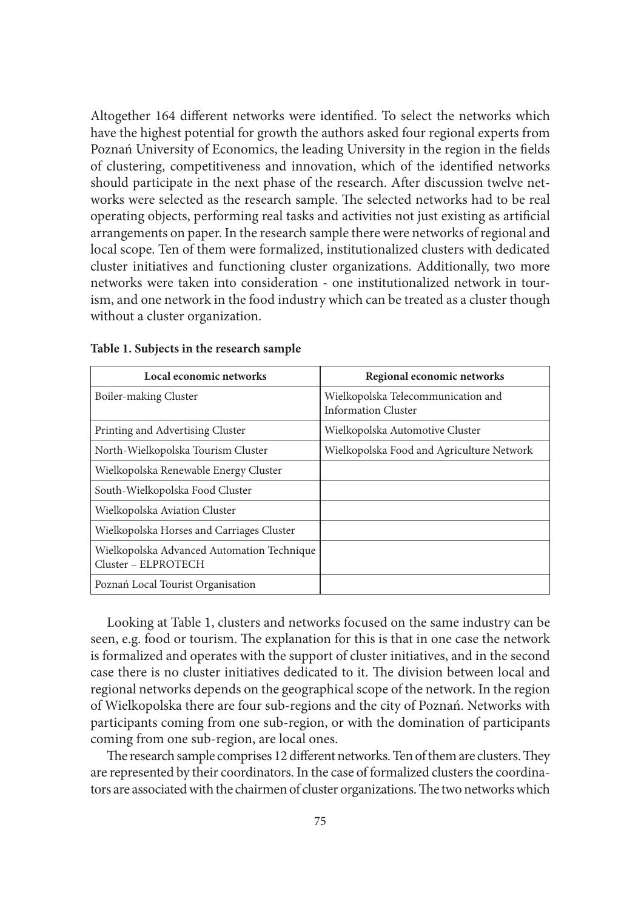Altogether 164 different networks were identified. To select the networks which have the highest potential for growth the authors asked four regional experts from Poznań University of Economics, the leading University in the region in the fields of clustering, competitiveness and innovation, which of the identified networks should participate in the next phase of the research. After discussion twelve networks were selected as the research sample. The selected networks had to be real operating objects, performing real tasks and activities not just existing as artificial arrangements on paper. In the research sample there were networks of regional and local scope. Ten of them were formalized, institutionalized clusters with dedicated cluster initiatives and functioning cluster organizations. Additionally, two more networks were taken into consideration - one institutionalized network in tourism, and one network in the food industry which can be treated as a cluster though without a cluster organization.

**Table 1. Subjects in the research sample**

| Local economic networks | Regional economic networks |
|---|---|
| Boiler-making Cluster | Wielkopolska Telecommunication and Information Cluster |
| Printing and Advertising Cluster | Wielkopolska Automotive Cluster |
| North-Wielkopolska Tourism Cluster | Wielkopolska Food and Agriculture Network |
| Wielkopolska Renewable Energy Cluster | |
| South-Wielkopolska Food Cluster | |
| Wielkopolska Aviation Cluster | |
| Wielkopolska Horses and Carriages Cluster | |
| Wielkopolska Advanced Automation Technique Cluster – ELPROTECH | |
| Poznań Local Tourist Organisation | |

Looking at Table 1, clusters and networks focused on the same industry can be seen, e.g. food or tourism. The explanation for this is that in one case the network is formalized and operates with the support of cluster initiatives, and in the second case there is no cluster initiatives dedicated to it. The division between local and regional networks depends on the geographical scope of the network. In the region of Wielkopolska there are four sub-regions and the city of Poznań. Networks with participants coming from one sub-region, or with the domination of participants coming from one sub-region, are local ones.

The research sample comprises 12 different networks. Ten of them are clusters. They are represented by their coordinators. In the case of formalized clusters the coordinators are associated with the chairmen of cluster organizations. The two networks which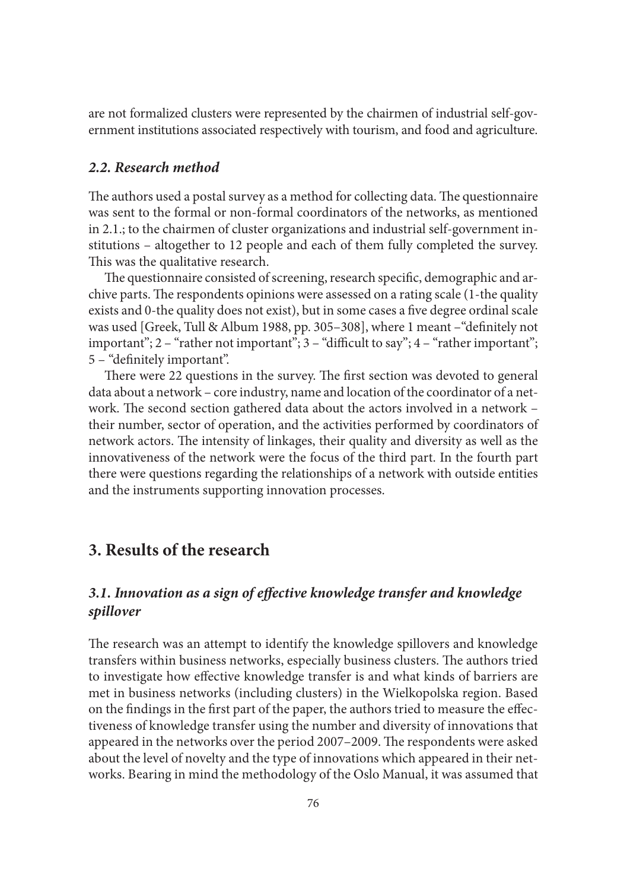are not formalized clusters were represented by the chairmen of industrial self-government institutions associated respectively with tourism, and food and agriculture.

### *2.2. Research method*

The authors used a postal survey as a method for collecting data. The questionnaire was sent to the formal or non-formal coordinators of the networks, as mentioned in 2.1.; to the chairmen of cluster organizations and industrial self-government institutions – altogether to 12 people and each of them fully completed the survey. This was the qualitative research.

The questionnaire consisted of screening, research specific, demographic and archive parts. The respondents opinions were assessed on a rating scale (1-the quality exists and 0-the quality does not exist), but in some cases a five degree ordinal scale was used [Greek, Tull & Album 1988, pp. 305–308], where 1 meant –"definitely not important"; 2 – "rather not important"; 3 – "difficult to say"; 4 – "rather important"; 5 – "definitely important".

There were 22 questions in the survey. The first section was devoted to general data about a network – core industry, name and location of the coordinator of a network. The second section gathered data about the actors involved in a network – their number, sector of operation, and the activities performed by coordinators of network actors. The intensity of linkages, their quality and diversity as well as the innovativeness of the network were the focus of the third part. In the fourth part there were questions regarding the relationships of a network with outside entities and the instruments supporting innovation processes.

## 3. Results of the research

### *3.1. Innovation as a sign of effective knowledge transfer and knowledge spillover*

The research was an attempt to identify the knowledge spillovers and knowledge transfers within business networks, especially business clusters. The authors tried to investigate how effective knowledge transfer is and what kinds of barriers are met in business networks (including clusters) in the Wielkopolska region. Based on the findings in the first part of the paper, the authors tried to measure the effectiveness of knowledge transfer using the number and diversity of innovations that appeared in the networks over the period 2007–2009. The respondents were asked about the level of novelty and the type of innovations which appeared in their networks. Bearing in mind the methodology of the Oslo Manual, it was assumed that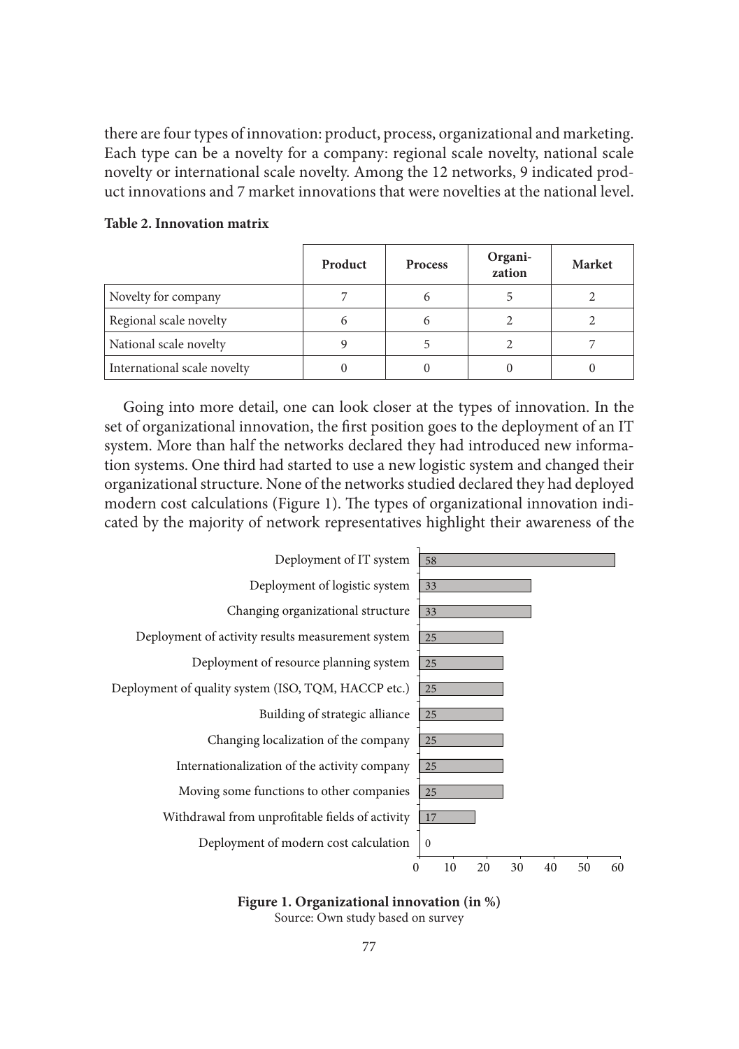there are four types of innovation: product, process, organizational and marketing. Each type can be a novelty for a company: regional scale novelty, national scale novelty or international scale novelty. Among the 12 networks, 9 indicated product innovations and 7 market innovations that were novelties at the national level.

**Table 2. Innovation matrix**

| | Product | Process | Organization | Market |
|---|---|---|---|---|
| Novelty for company | 7 | 6 | 5 | 2 |
| Regional scale novelty | 6 | 6 | 2 | 2 |
| National scale novelty | 9 | 5 | 2 | 7 |
| International scale novelty | 0 | 0 | 0 | 0 |

Going into more detail, one can look closer at the types of innovation. In the set of organizational innovation, the first position goes to the deployment of an IT system. More than half the networks declared they had introduced new information systems. One third had started to use a new logistic system and changed their organizational structure. None of the networks studied declared they had deployed modern cost calculations (Figure 1). The types of organizational innovation indicated by the majority of network representatives highlight their awareness of the

| Organizational innovation | % |
|---|---|
| Deployment of IT system | 58 |
| Deployment of logistic system | 33 |
| Changing organizational structure | 33 |
| Deployment of activity results measurement system | 25 |
| Deployment of resource planning system | 25 |
| Deployment of quality system (ISO, TQM, HACCP etc.) | 25 |
| Building of strategic alliance | 25 |
| Changing localization of the company | 25 |
| Internationalization of the activity company | 25 |
| Moving some functions to other companies | 25 |
| Withdrawal from unprofitable fields of activity | 17 |
| Deployment of modern cost calculation | 0 |

**Figure 1. Organizational innovation (in %)**
Source: Own study based on survey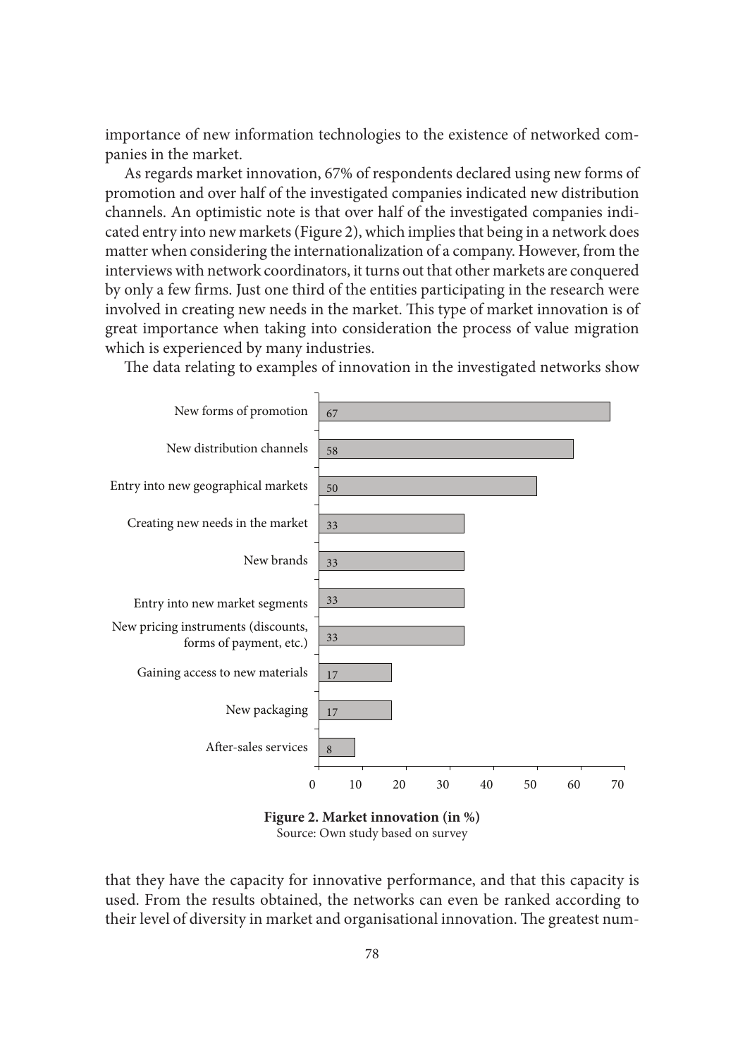importance of new information technologies to the existence of networked companies in the market.

As regards market innovation, 67% of respondents declared using new forms of promotion and over half of the investigated companies indicated new distribution channels. An optimistic note is that over half of the investigated companies indicated entry into new markets (Figure 2), which implies that being in a network does matter when considering the internationalization of a company. However, from the interviews with network coordinators, it turns out that other markets are conquered by only a few firms. Just one third of the entities participating in the research were involved in creating new needs in the market. This type of market innovation is of great importance when taking into consideration the process of value migration which is experienced by many industries.

The data relating to examples of innovation in the investigated networks show

| Market innovation | % |
|---|---|
| New forms of promotion | 67 |
| New distribution channels | 58 |
| Entry into new geographical markets | 50 |
| Creating new needs in the market | 33 |
| New brands | 33 |
| Entry into new market segments | 33 |
| New pricing instruments (discounts, forms of payment, etc.) | 33 |
| Gaining access to new materials | 17 |
| New packaging | 17 |
| After-sales services | 8 |

**Figure 2. Market innovation (in %)**
Source: Own study based on survey

that they have the capacity for innovative performance, and that this capacity is used. From the results obtained, the networks can even be ranked according to their level of diversity in market and organisational innovation. The greatest num-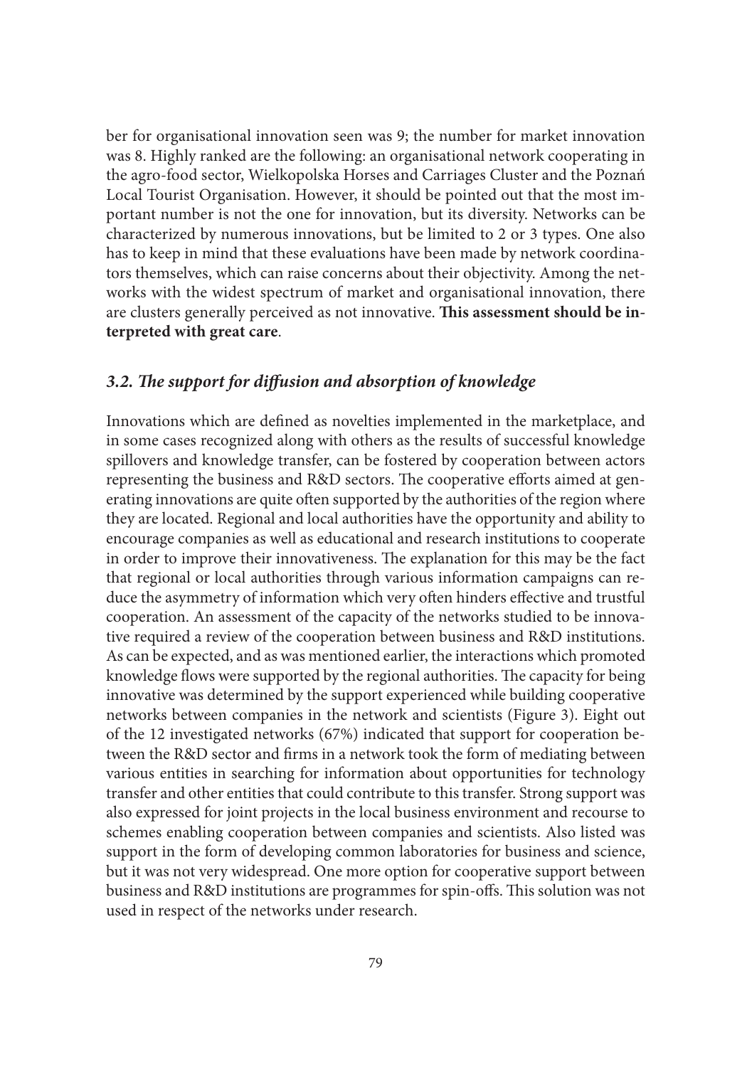ber for organisational innovation seen was 9; the number for market innovation was 8. Highly ranked are the following: an organisational network cooperating in the agro-food sector, Wielkopolska Horses and Carriages Cluster and the Poznań Local Tourist Organisation. However, it should be pointed out that the most important number is not the one for innovation, but its diversity. Networks can be characterized by numerous innovations, but be limited to 2 or 3 types. One also has to keep in mind that these evaluations have been made by network coordinators themselves, which can raise concerns about their objectivity. Among the networks with the widest spectrum of market and organisational innovation, there are clusters generally perceived as not innovative. **This assessment should be interpreted with great care**.

### *3.2. The support for diffusion and absorption of knowledge*

Innovations which are defined as novelties implemented in the marketplace, and in some cases recognized along with others as the results of successful knowledge spillovers and knowledge transfer, can be fostered by cooperation between actors representing the business and R&D sectors. The cooperative efforts aimed at generating innovations are quite often supported by the authorities of the region where they are located. Regional and local authorities have the opportunity and ability to encourage companies as well as educational and research institutions to cooperate in order to improve their innovativeness. The explanation for this may be the fact that regional or local authorities through various information campaigns can reduce the asymmetry of information which very often hinders effective and trustful cooperation. An assessment of the capacity of the networks studied to be innovative required a review of the cooperation between business and R&D institutions. As can be expected, and as was mentioned earlier, the interactions which promoted knowledge flows were supported by the regional authorities. The capacity for being innovative was determined by the support experienced while building cooperative networks between companies in the network and scientists (Figure 3). Eight out of the 12 investigated networks (67%) indicated that support for cooperation between the R&D sector and firms in a network took the form of mediating between various entities in searching for information about opportunities for technology transfer and other entities that could contribute to this transfer. Strong support was also expressed for joint projects in the local business environment and recourse to schemes enabling cooperation between companies and scientists. Also listed was support in the form of developing common laboratories for business and science, but it was not very widespread. One more option for cooperative support between business and R&D institutions are programmes for spin-offs. This solution was not used in respect of the networks under research.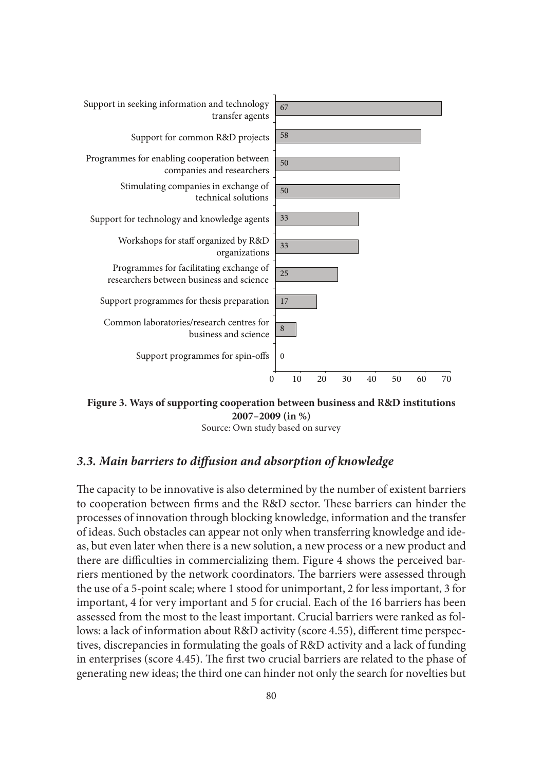| Ways of supporting cooperation | % |
|---|---|
| Support in seeking information and technology transfer agents | 67 |
| Support for common R&D projects | 58 |
| Programmes for enabling cooperation between companies and researchers | 50 |
| Stimulating companies in exchange of technical solutions | 50 |
| Support for technology and knowledge agents | 33 |
| Workshops for staff organized by R&D organizations | 33 |
| Programmes for facilitating exchange of researchers between business and science | 25 |
| Support programmes for thesis preparation | 17 |
| Common laboratories/research centres for business and science | 8 |
| Support programmes for spin-offs | 0 |

**Figure 3. Ways of supporting cooperation between business and R&D institutions 2007–2009 (in %)**

Source: Own study based on survey

### *3.3. Main barriers to diffusion and absorption of knowledge*

The capacity to be innovative is also determined by the number of existent barriers to cooperation between firms and the R&D sector. These barriers can hinder the processes of innovation through blocking knowledge, information and the transfer of ideas. Such obstacles can appear not only when transferring knowledge and ideas, but even later when there is a new solution, a new process or a new product and there are difficulties in commercializing them. Figure 4 shows the perceived barriers mentioned by the network coordinators. The barriers were assessed through the use of a 5-point scale; where 1 stood for unimportant, 2 for less important, 3 for important, 4 for very important and 5 for crucial. Each of the 16 barriers has been assessed from the most to the least important. Crucial barriers were ranked as follows: a lack of information about R&D activity (score 4.55), different time perspectives, discrepancies in formulating the goals of R&D activity and a lack of funding in enterprises (score 4.45). The first two crucial barriers are related to the phase of generating new ideas; the third one can hinder not only the search for novelties but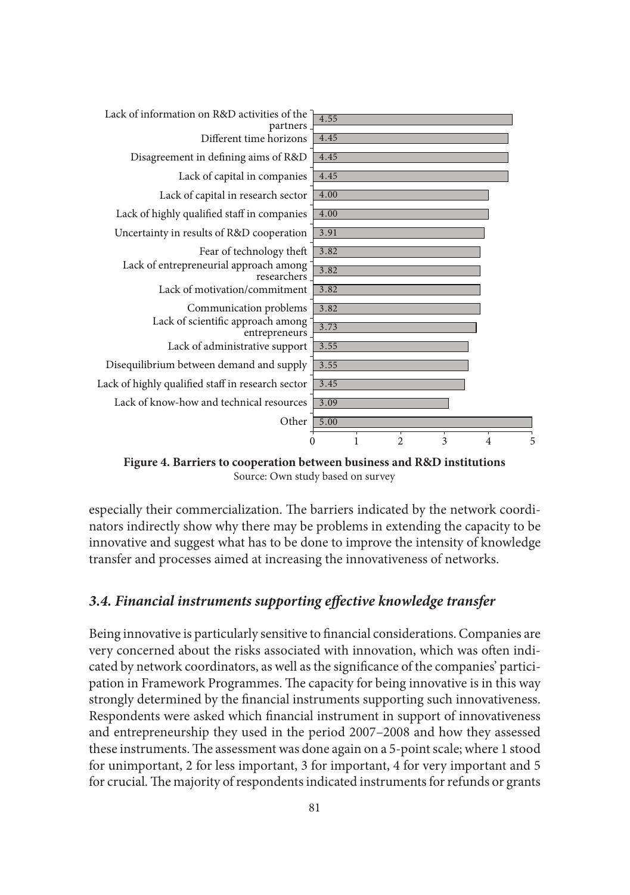| Barrier | Value |
|---|---|
| Lack of information on R&D activities of the partners | 4.55 |
| Different time horizons | 4.45 |
| Disagreement in defining aims of R&D | 4.45 |
| Lack of capital in companies | 4.45 |
| Lack of capital in research sector | 4.00 |
| Lack of highly qualified staff in companies | 4.00 |
| Uncertainty in results of R&D cooperation | 3.91 |
| Fear of technology theft | 3.82 |
| Lack of entrepreneurial approach among researchers | 3.82 |
| Lack of motivation/commitment | 3.82 |
| Communication problems | 3.82 |
| Lack of scientific approach among entrepreneurs | 3.73 |
| Lack of administrative support | 3.55 |
| Disequilibrium between demand and supply | 3.55 |
| Lack of highly qualified staff in research sector | 3.45 |
| Lack of know-how and technical resources | 3.09 |
| Other | 5.00 |

**Figure 4. Barriers to cooperation between business and R&D institutions**
Source: Own study based on survey

especially their commercialization. The barriers indicated by the network coordinators indirectly show why there may be problems in extending the capacity to be innovative and suggest what has to be done to improve the intensity of knowledge transfer and processes aimed at increasing the innovativeness of networks.

### *3.4. Financial instruments supporting effective knowledge transfer*

Being innovative is particularly sensitive to financial considerations. Companies are very concerned about the risks associated with innovation, which was often indicated by network coordinators, as well as the significance of the companies' participation in Framework Programmes. The capacity for being innovative is in this way strongly determined by the financial instruments supporting such innovativeness. Respondents were asked which financial instrument in support of innovativeness and entrepreneurship they used in the period 2007–2008 and how they assessed these instruments. The assessment was done again on a 5-point scale; where 1 stood for unimportant, 2 for less important, 3 for important, 4 for very important and 5 for crucial. The majority of respondents indicated instruments for refunds or grants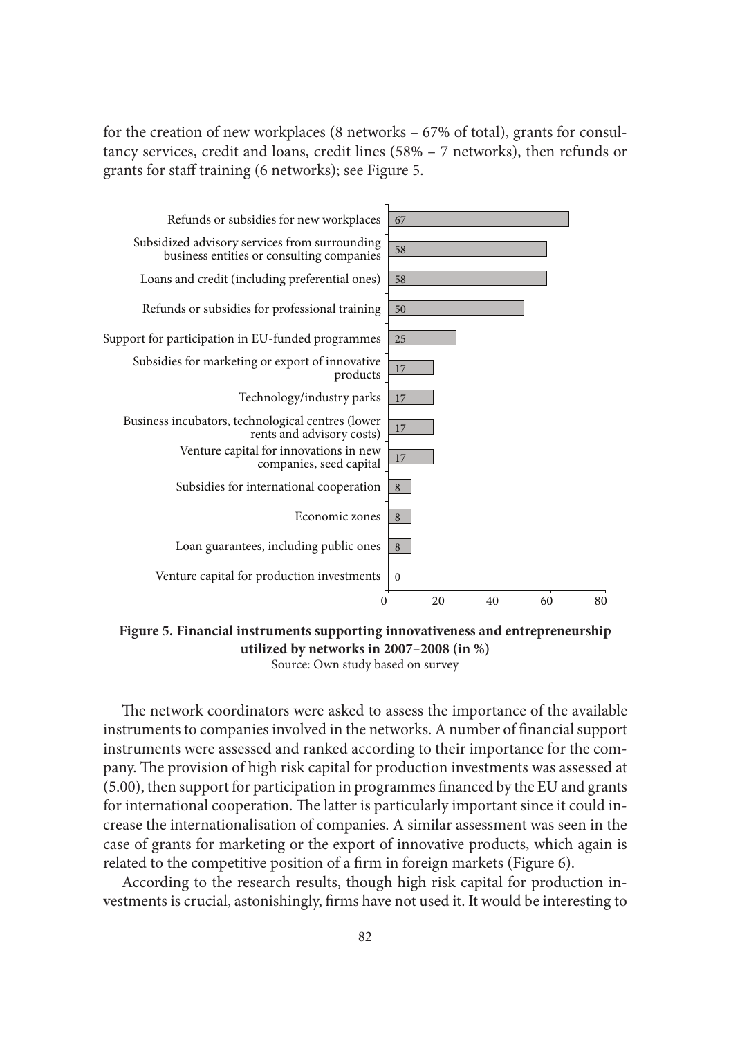for the creation of new workplaces (8 networks – 67% of total), grants for consultancy services, credit and loans, credit lines (58% – 7 networks), then refunds or grants for staff training (6 networks); see Figure 5.

| Instrument | % |
| --- | --- |
| Refunds or subsidies for new workplaces | 67 |
| Subsidized advisory services from surrounding business entities or consulting companies | 58 |
| Loans and credit (including preferential ones) | 58 |
| Refunds or subsidies for professional training | 50 |
| Support for participation in EU-funded programmes | 25 |
| Subsidies for marketing or export of innovative products | 17 |
| Technology/industry parks | 17 |
| Business incubators, technological centres (lower rents and advisory costs) | 17 |
| Venture capital for innovations in new companies, seed capital | 17 |
| Subsidies for international cooperation | 8 |
| Economic zones | 8 |
| Loan guarantees, including public ones | 8 |
| Venture capital for production investments | 0 |

**Figure 5. Financial instruments supporting innovativeness and entrepreneurship utilized by networks in 2007–2008 (in %)**
Source: Own study based on survey

The network coordinators were asked to assess the importance of the available instruments to companies involved in the networks. A number of financial support instruments were assessed and ranked according to their importance for the company. The provision of high risk capital for production investments was assessed at (5.00), then support for participation in programmes financed by the EU and grants for international cooperation. The latter is particularly important since it could increase the internationalisation of companies. A similar assessment was seen in the case of grants for marketing or the export of innovative products, which again is related to the competitive position of a firm in foreign markets (Figure 6).

According to the research results, though high risk capital for production investments is crucial, astonishingly, firms have not used it. It would be interesting to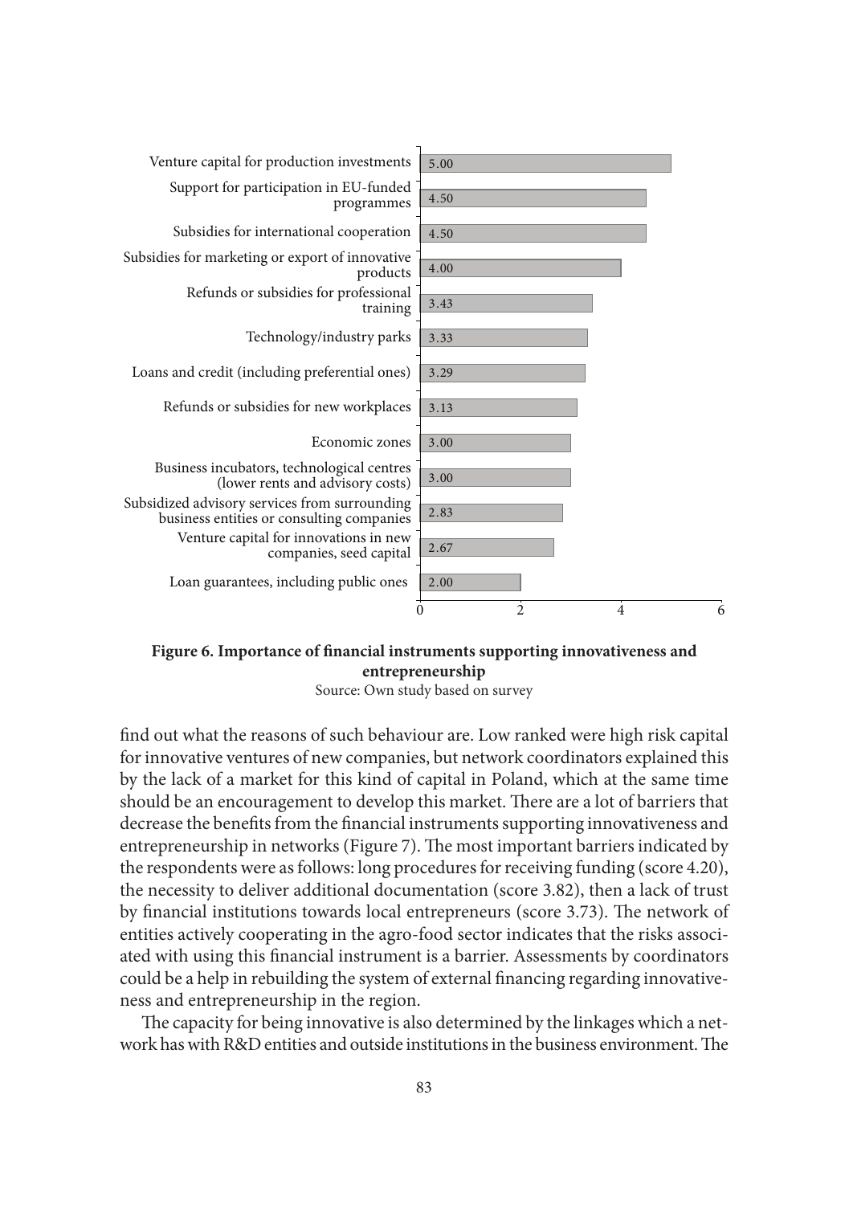| Financial instrument | Score |
|---|---|
| Venture capital for production investments | 5.00 |
| Support for participation in EU-funded programmes | 4.50 |
| Subsidies for international cooperation | 4.50 |
| Subsidies for marketing or export of innovative products | 4.00 |
| Refunds or subsidies for professional training | 3.43 |
| Technology/industry parks | 3.33 |
| Loans and credit (including preferential ones) | 3.29 |
| Refunds or subsidies for new workplaces | 3.13 |
| Economic zones | 3.00 |
| Business incubators, technological centres (lower rents and advisory costs) | 3.00 |
| Subsidized advisory services from surrounding business entities or consulting companies | 2.83 |
| Venture capital for innovations in new companies, seed capital | 2.67 |
| Loan guarantees, including public ones | 2.00 |

**Figure 6. Importance of financial instruments supporting innovativeness and entrepreneurship**

Source: Own study based on survey

find out what the reasons of such behaviour are. Low ranked were high risk capital for innovative ventures of new companies, but network coordinators explained this by the lack of a market for this kind of capital in Poland, which at the same time should be an encouragement to develop this market. There are a lot of barriers that decrease the benefits from the financial instruments supporting innovativeness and entrepreneurship in networks (Figure 7). The most important barriers indicated by the respondents were as follows: long procedures for receiving funding (score 4.20), the necessity to deliver additional documentation (score 3.82), then a lack of trust by financial institutions towards local entrepreneurs (score 3.73). The network of entities actively cooperating in the agro-food sector indicates that the risks associated with using this financial instrument is a barrier. Assessments by coordinators could be a help in rebuilding the system of external financing regarding innovativeness and entrepreneurship in the region.

The capacity for being innovative is also determined by the linkages which a network has with R&D entities and outside institutions in the business environment. The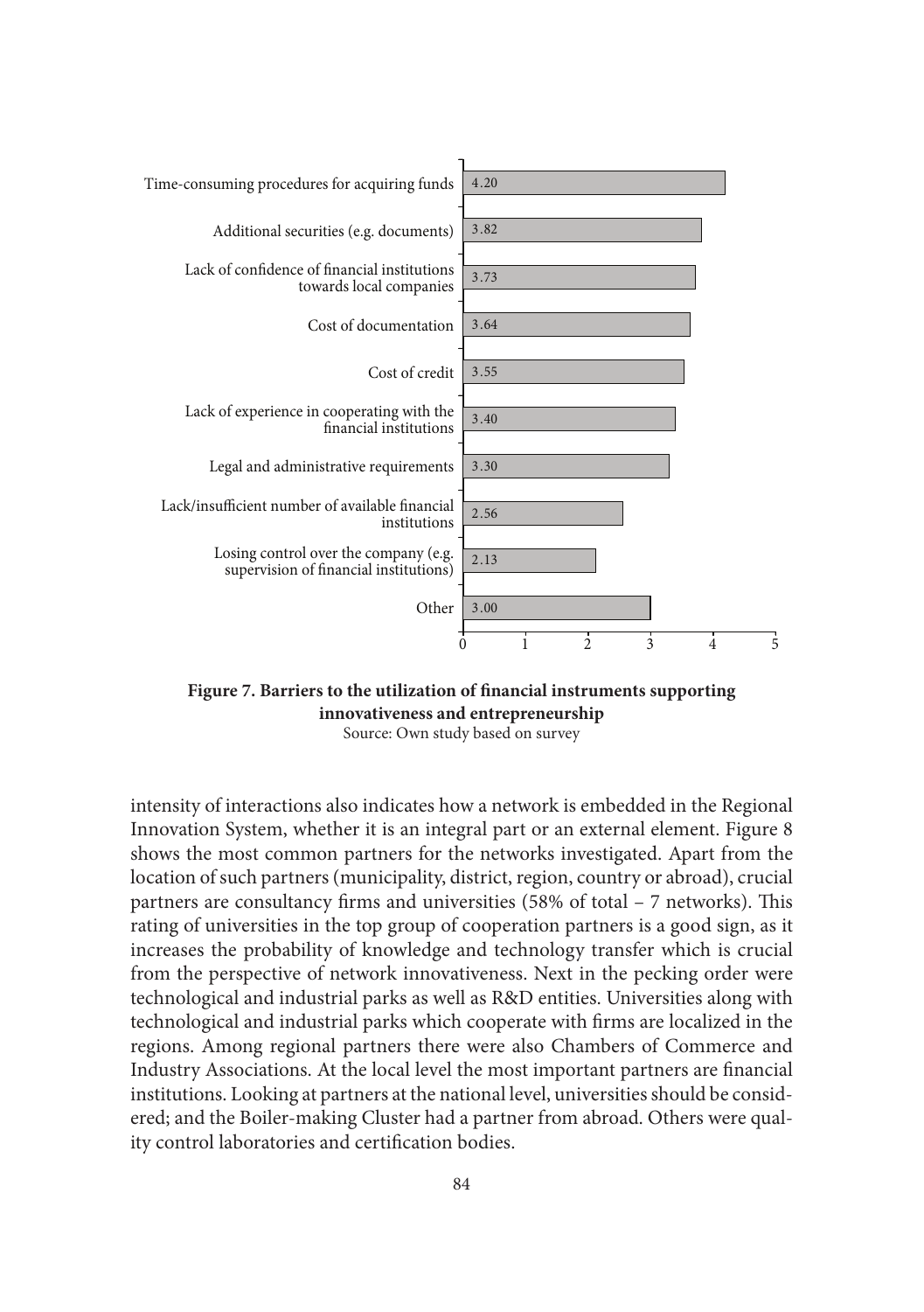| Barrier | Value |
|---|---|
| Time-consuming procedures for acquiring funds | 4.20 |
| Additional securities (e.g. documents) | 3.82 |
| Lack of confidence of financial institutions towards local companies | 3.73 |
| Cost of documentation | 3.64 |
| Cost of credit | 3.55 |
| Lack of experience in cooperating with the financial institutions | 3.40 |
| Legal and administrative requirements | 3.30 |
| Lack/insufficient number of available financial institutions | 2.56 |
| Losing control over the company (e.g. supervision of financial institutions) | 2.13 |
| Other | 3.00 |

**Figure 7. Barriers to the utilization of financial instruments supporting innovativeness and entrepreneurship**
Source: Own study based on survey

intensity of interactions also indicates how a network is embedded in the Regional Innovation System, whether it is an integral part or an external element. Figure 8 shows the most common partners for the networks investigated. Apart from the location of such partners (municipality, district, region, country or abroad), crucial partners are consultancy firms and universities (58% of total – 7 networks). This rating of universities in the top group of cooperation partners is a good sign, as it increases the probability of knowledge and technology transfer which is crucial from the perspective of network innovativeness. Next in the pecking order were technological and industrial parks as well as R&D entities. Universities along with technological and industrial parks which cooperate with firms are localized in the regions. Among regional partners there were also Chambers of Commerce and Industry Associations. At the local level the most important partners are financial institutions. Looking at partners at the national level, universities should be considered; and the Boiler-making Cluster had a partner from abroad. Others were quality control laboratories and certification bodies.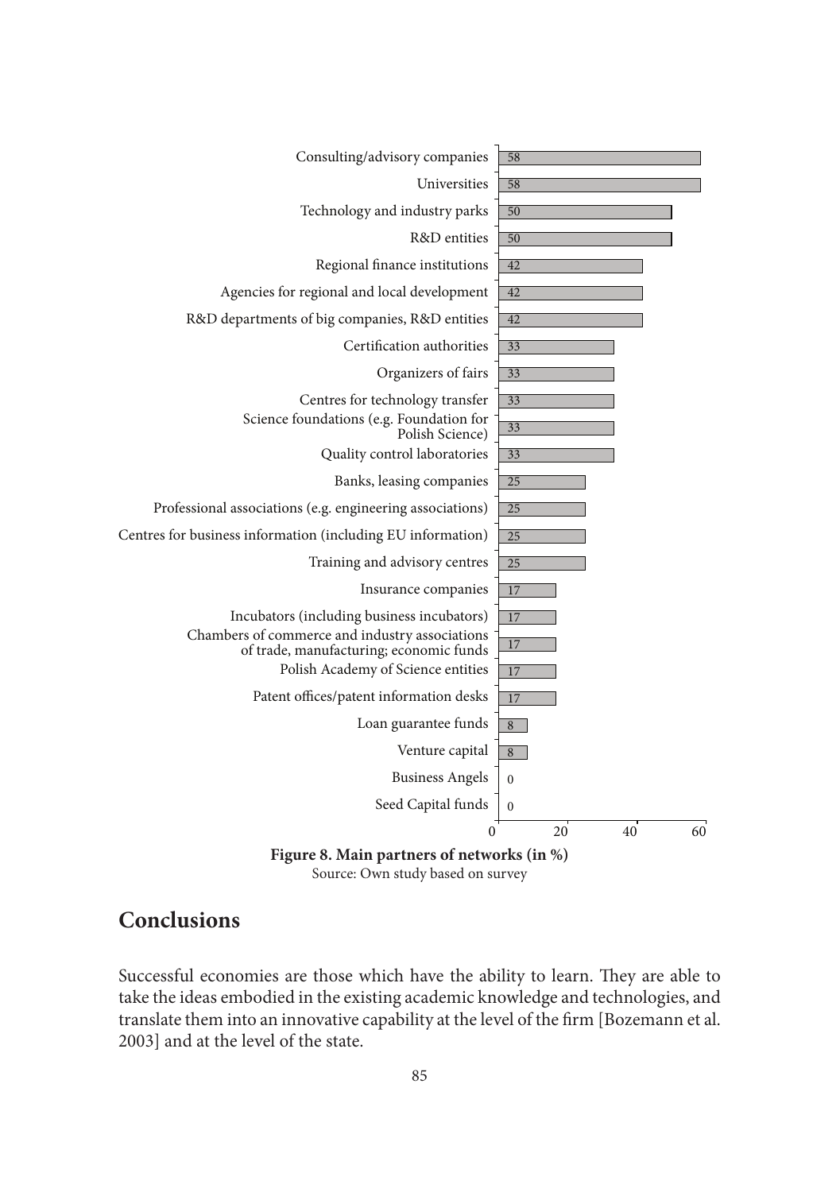| Partner | % |
|---|---|
| Consulting/advisory companies | 58 |
| Universities | 58 |
| Technology and industry parks | 50 |
| R&D entities | 50 |
| Regional finance institutions | 42 |
| Agencies for regional and local development | 42 |
| R&D departments of big companies, R&D entities | 42 |
| Certification authorities | 33 |
| Organizers of fairs | 33 |
| Centres for technology transfer | 33 |
| Science foundations (e.g. Foundation for Polish Science) | 33 |
| Quality control laboratories | 33 |
| Banks, leasing companies | 25 |
| Professional associations (e.g. engineering associations) | 25 |
| Centres for business information (including EU information) | 25 |
| Training and advisory centres | 25 |
| Insurance companies | 17 |
| Incubators (including business incubators) | 17 |
| Chambers of commerce and industry associations of trade, manufacturing; economic funds | 17 |
| Polish Academy of Science entities | 17 |
| Patent offices/patent information desks | 17 |
| Loan guarantee funds | 8 |
| Venture capital | 8 |
| Business Angels | 0 |
| Seed Capital funds | 0 |

**Figure 8. Main partners of networks (in %)**

Source: Own study based on survey

## Conclusions

Successful economies are those which have the ability to learn. They are able to take the ideas embodied in the existing academic knowledge and technologies, and translate them into an innovative capability at the level of the firm [Bozemann et al. 2003] and at the level of the state.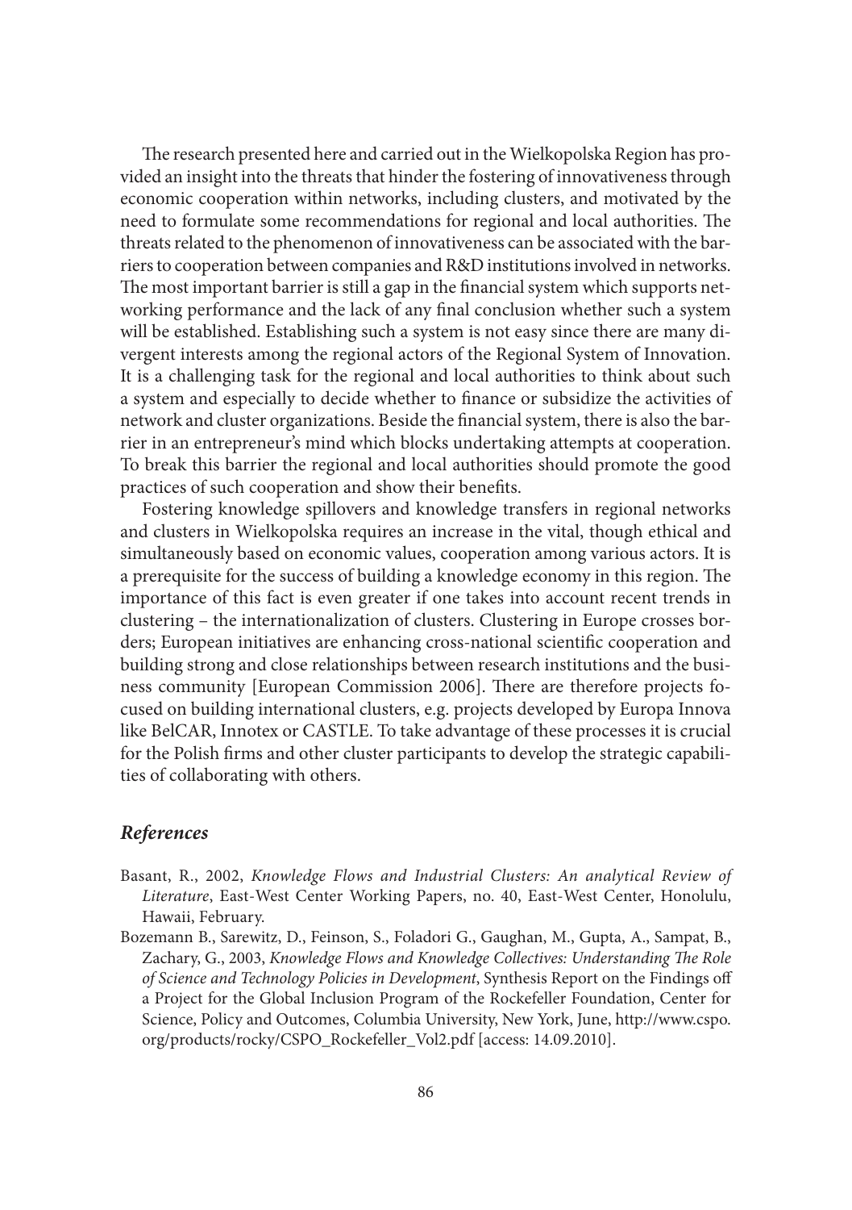The research presented here and carried out in the Wielkopolska Region has provided an insight into the threats that hinder the fostering of innovativeness through economic cooperation within networks, including clusters, and motivated by the need to formulate some recommendations for regional and local authorities. The threats related to the phenomenon of innovativeness can be associated with the barriers to cooperation between companies and R&D institutions involved in networks. The most important barrier is still a gap in the financial system which supports networking performance and the lack of any final conclusion whether such a system will be established. Establishing such a system is not easy since there are many divergent interests among the regional actors of the Regional System of Innovation. It is a challenging task for the regional and local authorities to think about such a system and especially to decide whether to finance or subsidize the activities of network and cluster organizations. Beside the financial system, there is also the barrier in an entrepreneur's mind which blocks undertaking attempts at cooperation. To break this barrier the regional and local authorities should promote the good practices of such cooperation and show their benefits.

Fostering knowledge spillovers and knowledge transfers in regional networks and clusters in Wielkopolska requires an increase in the vital, though ethical and simultaneously based on economic values, cooperation among various actors. It is a prerequisite for the success of building a knowledge economy in this region. The importance of this fact is even greater if one takes into account recent trends in clustering – the internationalization of clusters. Clustering in Europe crosses borders; European initiatives are enhancing cross-national scientific cooperation and building strong and close relationships between research institutions and the business community [European Commission 2006]. There are therefore projects focused on building international clusters, e.g. projects developed by Europa Innova like BelCAR, Innotex or CASTLE. To take advantage of these processes it is crucial for the Polish firms and other cluster participants to develop the strategic capabilities of collaborating with others.

## *References*

Basant, R., 2002, *Knowledge Flows and Industrial Clusters: An analytical Review of Literature*, East-West Center Working Papers, no. 40, East-West Center, Honolulu, Hawaii, February.

Bozemann B., Sarewitz, D., Feinson, S., Foladori G., Gaughan, M., Gupta, A., Sampat, B., Zachary, G., 2003, *Knowledge Flows and Knowledge Collectives: Understanding The Role of Science and Technology Policies in Development*, Synthesis Report on the Findings off a Project for the Global Inclusion Program of the Rockefeller Foundation, Center for Science, Policy and Outcomes, Columbia University, New York, June, http://www.cspo.org/products/rocky/CSPO_Rockefeller_Vol2.pdf [access: 14.09.2010].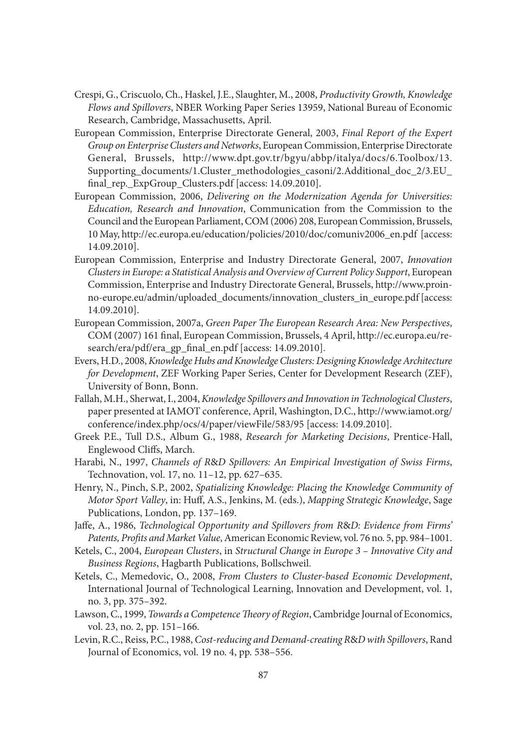Crespi, G., Criscuolo, Ch., Haskel, J.E., Slaughter, M., 2008, *Productivity Growth, Knowledge Flows and Spillovers*, NBER Working Paper Series 13959, National Bureau of Economic Research, Cambridge, Massachusetts, April.

European Commission, Enterprise Directorate General, 2003, *Final Report of the Expert Group on Enterprise Clusters and Networks*, European Commission, Enterprise Directorate General, Brussels, http://www.dpt.gov.tr/bgyu/abbp/italya/docs/6.Toolbox/13.Supporting_documents/1.Cluster_methodologies_casoni/2.Additional_doc_2/3.EU_final_rep._ExpGroup_Clusters.pdf [access: 14.09.2010].

European Commission, 2006, *Delivering on the Modernization Agenda for Universities: Education, Research and Innovation*, Communication from the Commission to the Council and the European Parliament, COM (2006) 208, European Commission, Brussels, 10 May, http://ec.europa.eu/education/policies/2010/doc/comuniv2006_en.pdf [access: 14.09.2010].

European Commission, Enterprise and Industry Directorate General, 2007, *Innovation Clusters in Europe: a Statistical Analysis and Overview of Current Policy Support*, European Commission, Enterprise and Industry Directorate General, Brussels, http://www.proinno-europe.eu/admin/uploaded_documents/innovation_clusters_in_europe.pdf [access: 14.09.2010].

European Commission, 2007a, *Green Paper The European Research Area: New Perspectives*, COM (2007) 161 final, European Commission, Brussels, 4 April, http://ec.europa.eu/research/era/pdf/era_gp_final_en.pdf [access: 14.09.2010].

Evers, H.D., 2008, *Knowledge Hubs and Knowledge Clusters: Designing Knowledge Architecture for Development*, ZEF Working Paper Series, Center for Development Research (ZEF), University of Bonn, Bonn.

Fallah, M.H., Sherwat, I., 2004, *Knowledge Spillovers and Innovation in Technological Clusters*, paper presented at IAMOT conference, April, Washington, D.C., http://www.iamot.org/conference/index.php/ocs/4/paper/viewFile/583/95 [access: 14.09.2010].

Greek P.E., Tull D.S., Album G., 1988, *Research for Marketing Decisions*, Prentice-Hall, Englewood Cliffs, March.

Harabi, N., 1997, *Channels of R&D Spillovers: An Empirical Investigation of Swiss Firms*, Technovation, vol. 17, no. 11–12, pp. 627–635.

Henry, N., Pinch, S.P., 2002, *Spatializing Knowledge: Placing the Knowledge Community of Motor Sport Valley*, in: Huff, A.S., Jenkins, M. (eds.), *Mapping Strategic Knowledge*, Sage Publications, London, pp. 137–169.

Jaffe, A., 1986, *Technological Opportunity and Spillovers from R&D: Evidence from Firms' Patents, Profits and Market Value*, American Economic Review, vol. 76 no. 5, pp. 984–1001.

Ketels, C., 2004, *European Clusters*, in *Structural Change in Europe 3 – Innovative City and Business Regions*, Hagbarth Publications, Bollschweil.

Ketels, C., Memedovic, O., 2008, *From Clusters to Cluster-based Economic Development*, International Journal of Technological Learning, Innovation and Development, vol. 1, no. 3, pp. 375–392.

Lawson, C., 1999, *Towards a Competence Theory of Region*, Cambridge Journal of Economics, vol. 23, no. 2, pp. 151–166.

Levin, R.C., Reiss, P.C., 1988, *Cost-reducing and Demand-creating R&D with Spillovers*, Rand Journal of Economics, vol. 19 no. 4, pp. 538–556.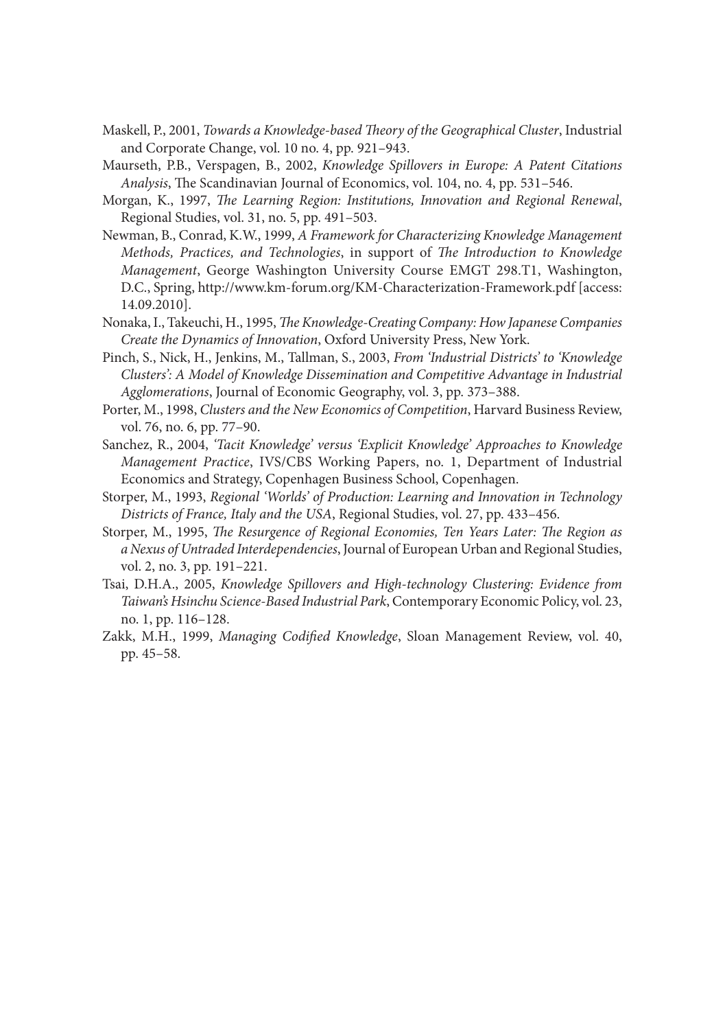Maskell, P., 2001, *Towards a Knowledge-based Theory of the Geographical Cluster*, Industrial and Corporate Change, vol. 10 no. 4, pp. 921–943.

Maurseth, P.B., Verspagen, B., 2002, *Knowledge Spillovers in Europe: A Patent Citations Analysis*, The Scandinavian Journal of Economics, vol. 104, no. 4, pp. 531–546.

Morgan, K., 1997, *The Learning Region: Institutions, Innovation and Regional Renewal*, Regional Studies, vol. 31, no. 5, pp. 491–503.

Newman, B., Conrad, K.W., 1999, *A Framework for Characterizing Knowledge Management Methods, Practices, and Technologies*, in support of *The Introduction to Knowledge Management*, George Washington University Course EMGT 298.T1, Washington, D.C., Spring, http://www.km-forum.org/KM-Characterization-Framework.pdf [access: 14.09.2010].

Nonaka, I., Takeuchi, H., 1995, *The Knowledge-Creating Company: How Japanese Companies Create the Dynamics of Innovation*, Oxford University Press, New York.

Pinch, S., Nick, H., Jenkins, M., Tallman, S., 2003, *From 'Industrial Districts' to 'Knowledge Clusters': A Model of Knowledge Dissemination and Competitive Advantage in Industrial Agglomerations*, Journal of Economic Geography, vol. 3, pp. 373–388.

Porter, M., 1998, *Clusters and the New Economics of Competition*, Harvard Business Review, vol. 76, no. 6, pp. 77–90.

Sanchez, R., 2004, *'Tacit Knowledge' versus 'Explicit Knowledge' Approaches to Knowledge Management Practice*, IVS/CBS Working Papers, no. 1, Department of Industrial Economics and Strategy, Copenhagen Business School, Copenhagen.

Storper, M., 1993, *Regional 'Worlds' of Production: Learning and Innovation in Technology Districts of France, Italy and the USA*, Regional Studies, vol. 27, pp. 433–456.

Storper, M., 1995, *The Resurgence of Regional Economies, Ten Years Later: The Region as a Nexus of Untraded Interdependencies*, Journal of European Urban and Regional Studies, vol. 2, no. 3, pp. 191–221.

Tsai, D.H.A., 2005, *Knowledge Spillovers and High-technology Clustering: Evidence from Taiwan's Hsinchu Science-Based Industrial Park*, Contemporary Economic Policy, vol. 23, no. 1, pp. 116–128.

Zakk, M.H., 1999, *Managing Codified Knowledge*, Sloan Management Review, vol. 40, pp. 45–58.